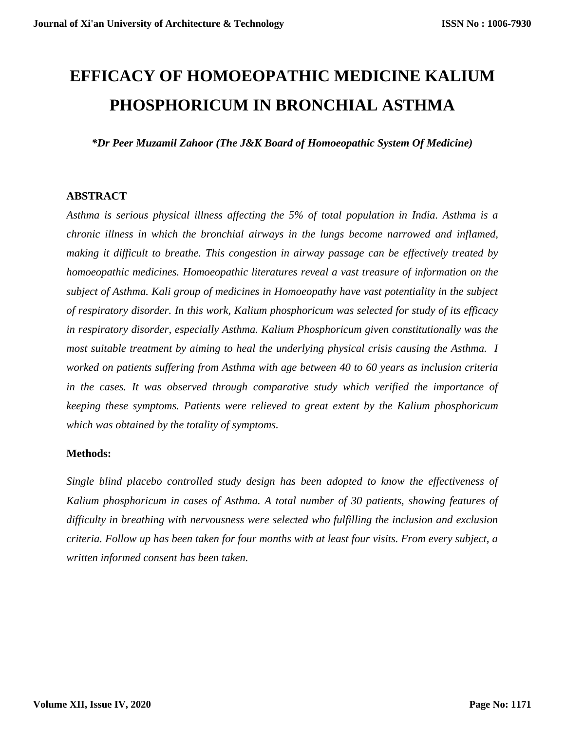# EFFICACY OF HOMOEOPATHIC MEDICINE KALIUM PHOSPHORICUM IN BRONCHIAL ASTHMA

***Dr Peer Muzamil Zahoor (The J&K Board of Homoeopathic System Of Medicine)***

## ABSTRACT

*Asthma is serious physical illness affecting the 5% of total population in India. Asthma is a chronic illness in which the bronchial airways in the lungs become narrowed and inflamed, making it difficult to breathe. This congestion in airway passage can be effectively treated by homoeopathic medicines. Homoeopathic literatures reveal a vast treasure of information on the subject of Asthma. Kali group of medicines in Homoeopathy have vast potentiality in the subject of respiratory disorder. In this work, Kalium phosphoricum was selected for study of its efficacy in respiratory disorder, especially Asthma. Kalium Phosphoricum given constitutionally was the most suitable treatment by aiming to heal the underlying physical crisis causing the Asthma. I worked on patients suffering from Asthma with age between 40 to 60 years as inclusion criteria in the cases. It was observed through comparative study which verified the importance of keeping these symptoms. Patients were relieved to great extent by the Kalium phosphoricum which was obtained by the totality of symptoms.*

**Methods:**

*Single blind placebo controlled study design has been adopted to know the effectiveness of Kalium phosphoricum in cases of Asthma. A total number of 30 patients, showing features of difficulty in breathing with nervousness were selected who fulfilling the inclusion and exclusion criteria. Follow up has been taken for four months with at least four visits. From every subject, a written informed consent has been taken.*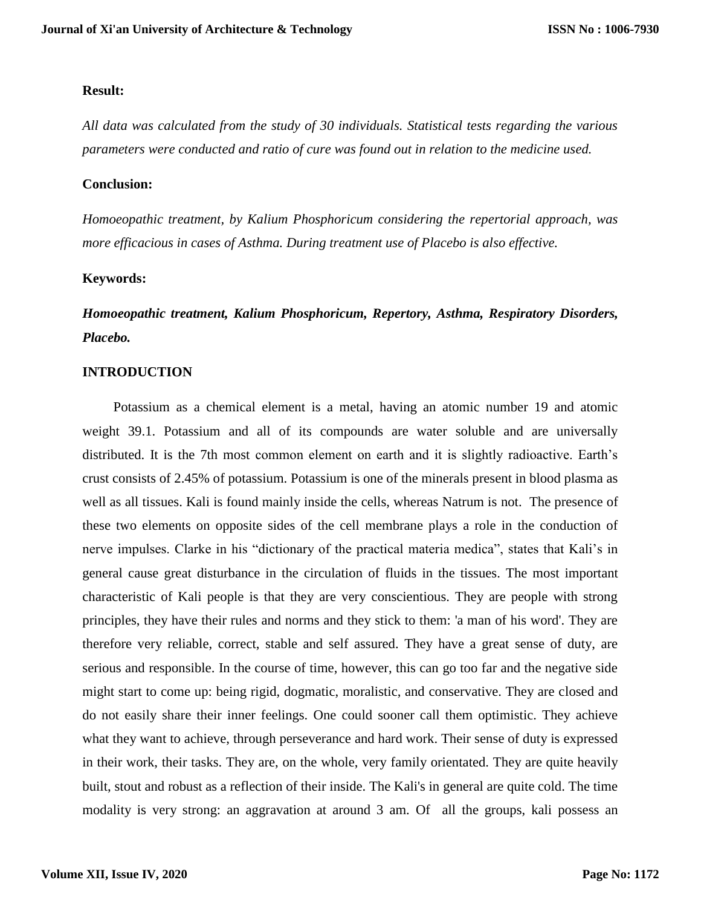**Result:**

*All data was calculated from the study of 30 individuals. Statistical tests regarding the various parameters were conducted and ratio of cure was found out in relation to the medicine used.*

**Conclusion:**

*Homoeopathic treatment, by Kalium Phosphoricum considering the repertorial approach, was more efficacious in cases of Asthma. During treatment use of Placebo is also effective.*

**Keywords:**

***Homoeopathic treatment, Kalium Phosphoricum, Repertory, Asthma, Respiratory Disorders, Placebo.***

## INTRODUCTION

Potassium as a chemical element is a metal, having an atomic number 19 and atomic weight 39.1. Potassium and all of its compounds are water soluble and are universally distributed. It is the 7th most common element on earth and it is slightly radioactive. Earth's crust consists of 2.45% of potassium. Potassium is one of the minerals present in blood plasma as well as all tissues. Kali is found mainly inside the cells, whereas Natrum is not. The presence of these two elements on opposite sides of the cell membrane plays a role in the conduction of nerve impulses. Clarke in his "dictionary of the practical materia medica", states that Kali's in general cause great disturbance in the circulation of fluids in the tissues. The most important characteristic of Kali people is that they are very conscientious. They are people with strong principles, they have their rules and norms and they stick to them: 'a man of his word'. They are therefore very reliable, correct, stable and self assured. They have a great sense of duty, are serious and responsible. In the course of time, however, this can go too far and the negative side might start to come up: being rigid, dogmatic, moralistic, and conservative. They are closed and do not easily share their inner feelings. One could sooner call them optimistic. They achieve what they want to achieve, through perseverance and hard work. Their sense of duty is expressed in their work, their tasks. They are, on the whole, very family orientated. They are quite heavily built, stout and robust as a reflection of their inside. The Kali's in general are quite cold. The time modality is very strong: an aggravation at around 3 am. Of all the groups, kali possess an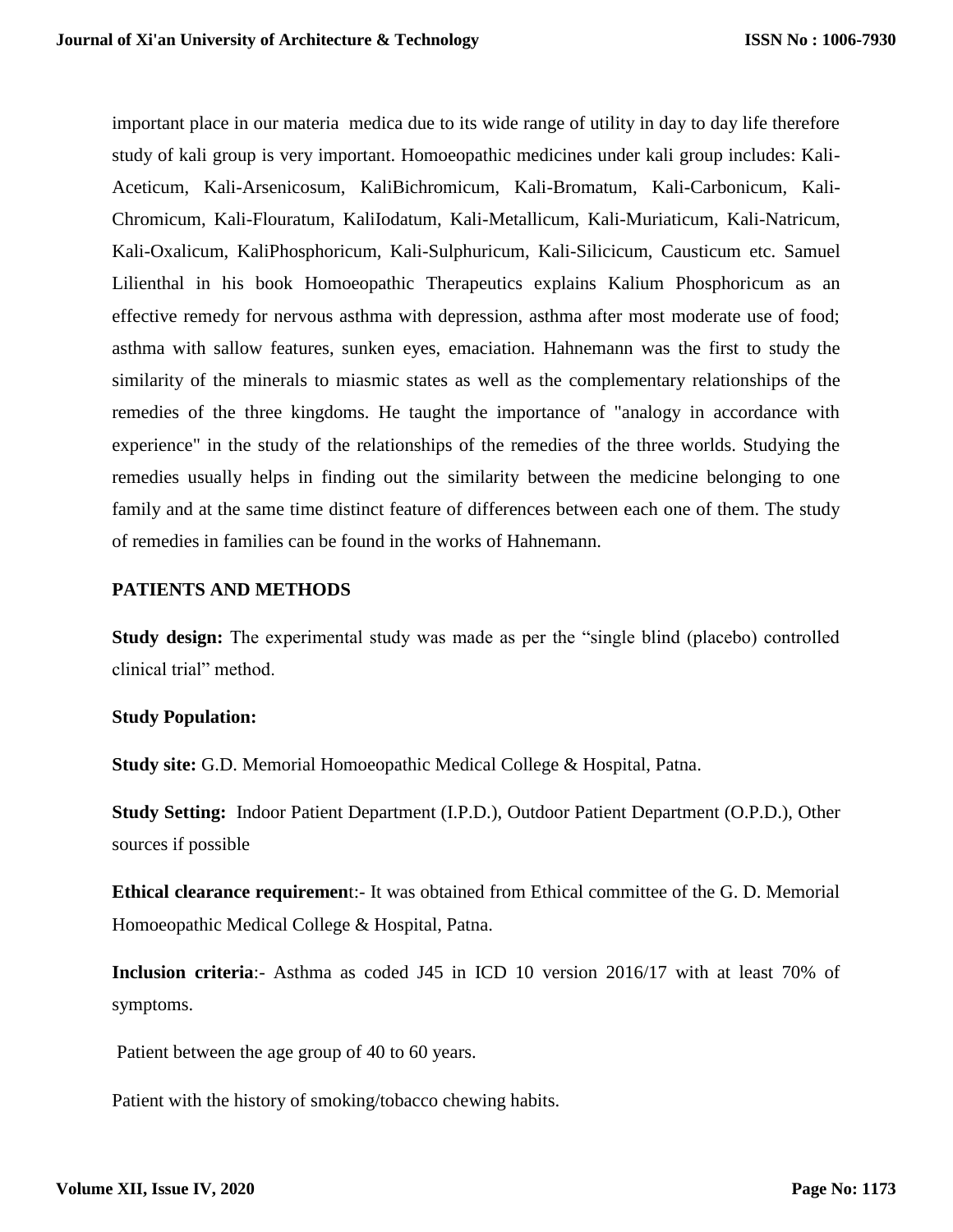important place in our materia medica due to its wide range of utility in day to day life therefore study of kali group is very important. Homoeopathic medicines under kali group includes: Kali-Aceticum, Kali-Arsenicosum, KaliBichromicum, Kali-Bromatum, Kali-Carbonicum, Kali-Chromicum, Kali-Flouratum, KaliIodatum, Kali-Metallicum, Kali-Muriaticum, Kali-Natricum, Kali-Oxalicum, KaliPhosphoricum, Kali-Sulphuricum, Kali-Silicicum, Causticum etc. Samuel Lilienthal in his book Homoeopathic Therapeutics explains Kalium Phosphoricum as an effective remedy for nervous asthma with depression, asthma after most moderate use of food; asthma with sallow features, sunken eyes, emaciation. Hahnemann was the first to study the similarity of the minerals to miasmic states as well as the complementary relationships of the remedies of the three kingdoms. He taught the importance of "analogy in accordance with experience" in the study of the relationships of the remedies of the three worlds. Studying the remedies usually helps in finding out the similarity between the medicine belonging to one family and at the same time distinct feature of differences between each one of them. The study of remedies in families can be found in the works of Hahnemann.

## PATIENTS AND METHODS

**Study design:** The experimental study was made as per the "single blind (placebo) controlled clinical trial" method.

**Study Population:**

**Study site:** G.D. Memorial Homoeopathic Medical College & Hospital, Patna.

**Study Setting:** Indoor Patient Department (I.P.D.), Outdoor Patient Department (O.P.D.), Other sources if possible

**Ethical clearance requirement**:- It was obtained from Ethical committee of the G. D. Memorial Homoeopathic Medical College & Hospital, Patna.

**Inclusion criteria**:- Asthma as coded J45 in ICD 10 version 2016/17 with at least 70% of symptoms.

Patient between the age group of 40 to 60 years.

Patient with the history of smoking/tobacco chewing habits.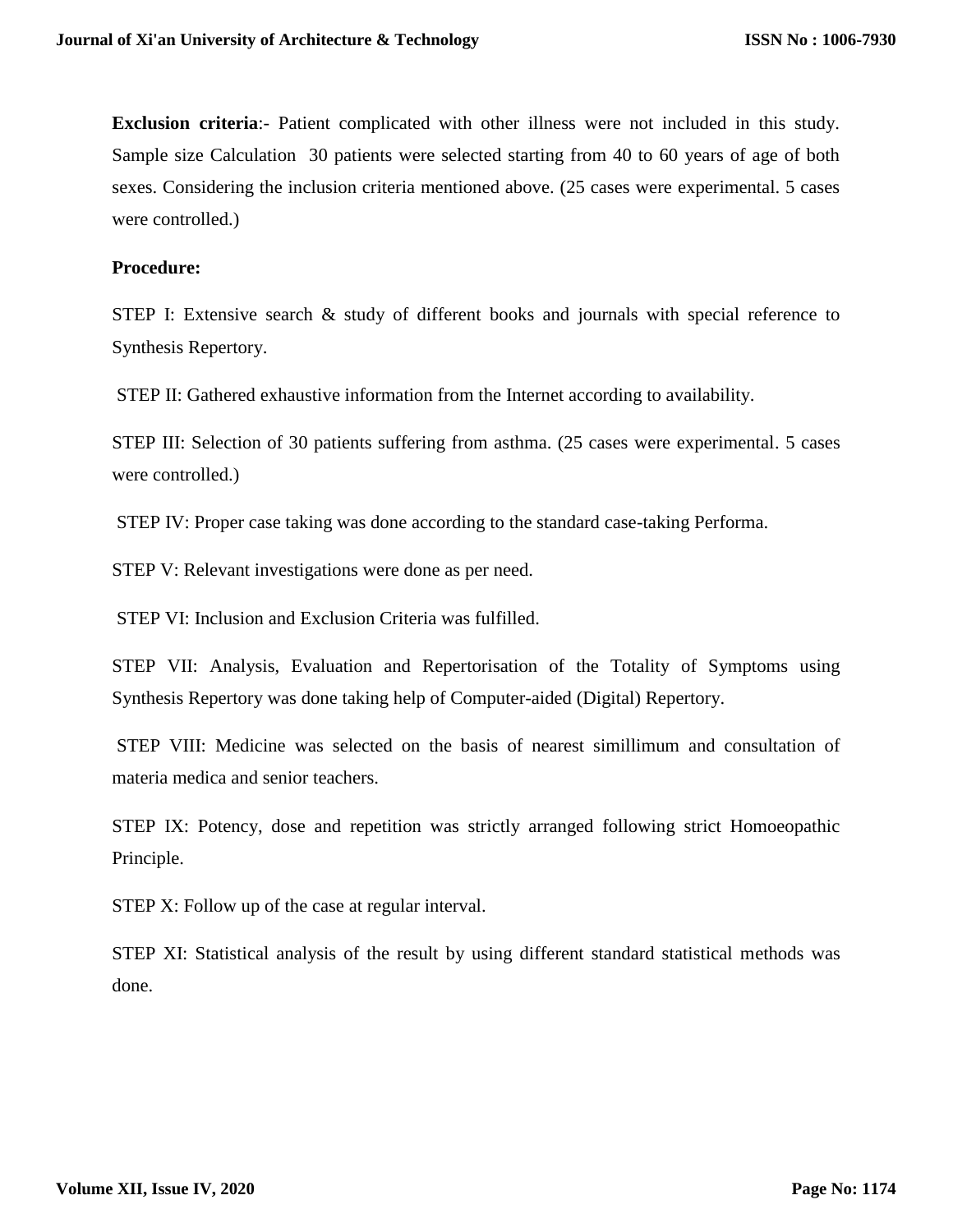**Exclusion criteria**:- Patient complicated with other illness were not included in this study. Sample size Calculation 30 patients were selected starting from 40 to 60 years of age of both sexes. Considering the inclusion criteria mentioned above. (25 cases were experimental. 5 cases were controlled.)

**Procedure:**

STEP I: Extensive search & study of different books and journals with special reference to Synthesis Repertory.

STEP II: Gathered exhaustive information from the Internet according to availability.

STEP III: Selection of 30 patients suffering from asthma. (25 cases were experimental. 5 cases were controlled.)

STEP IV: Proper case taking was done according to the standard case-taking Performa.

STEP V: Relevant investigations were done as per need.

STEP VI: Inclusion and Exclusion Criteria was fulfilled.

STEP VII: Analysis, Evaluation and Repertorisation of the Totality of Symptoms using Synthesis Repertory was done taking help of Computer-aided (Digital) Repertory.

STEP VIII: Medicine was selected on the basis of nearest simillimum and consultation of materia medica and senior teachers.

STEP IX: Potency, dose and repetition was strictly arranged following strict Homoeopathic Principle.

STEP X: Follow up of the case at regular interval.

STEP XI: Statistical analysis of the result by using different standard statistical methods was done.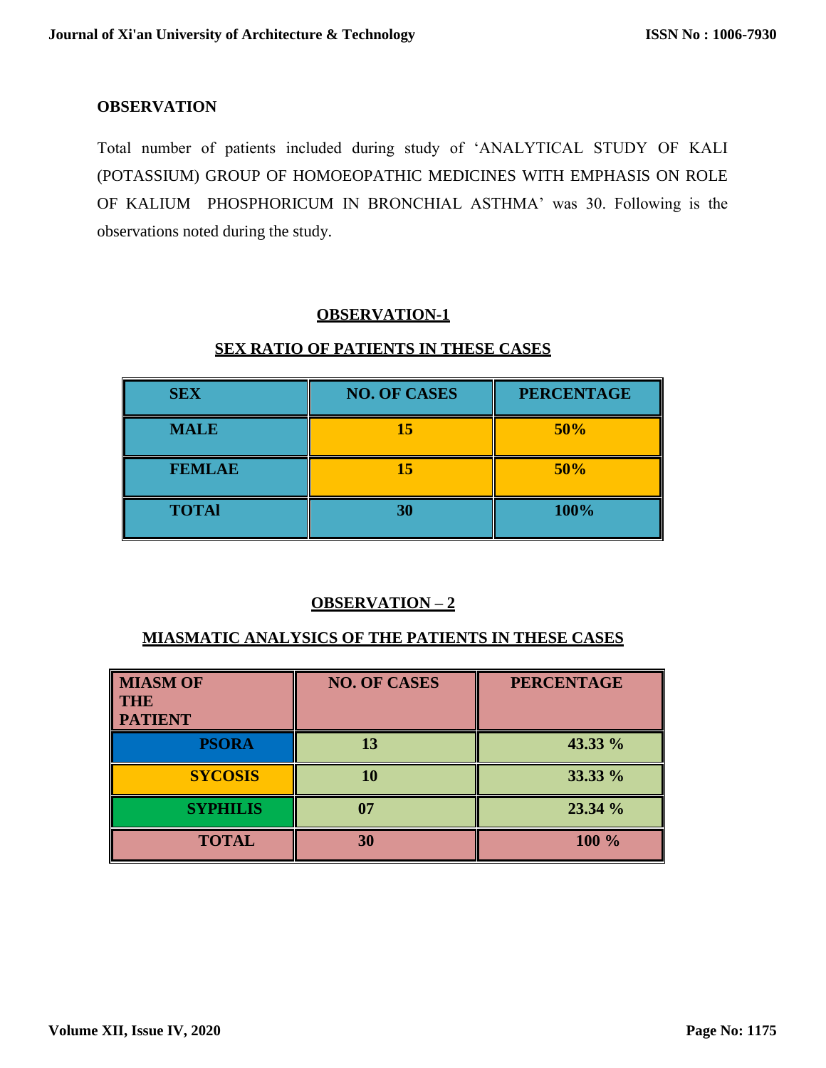## OBSERVATION

Total number of patients included during study of 'ANALYTICAL STUDY OF KALI (POTASSIUM) GROUP OF HOMOEOPATHIC MEDICINES WITH EMPHASIS ON ROLE OF KALIUM PHOSPHORICUM IN BRONCHIAL ASTHMA' was 30. Following is the observations noted during the study.

### OBSERVATION-1

### SEX RATIO OF PATIENTS IN THESE CASES

| SEX | NO. OF CASES | PERCENTAGE |
|---|---|---|
| MALE | 15 | 50% |
| FEMLAE | 15 | 50% |
| TOTAl | 30 | 100% |

### OBSERVATION – 2

### MIASMATIC ANALYSICS OF THE PATIENTS IN THESE CASES

| MIASM OF THE PATIENT | NO. OF CASES | PERCENTAGE |
|---|---|---|
| PSORA | 13 | 43.33 % |
| SYCOSIS | 10 | 33.33 % |
| SYPHILIS | 07 | 23.34 % |
| TOTAL | 30 | 100 % |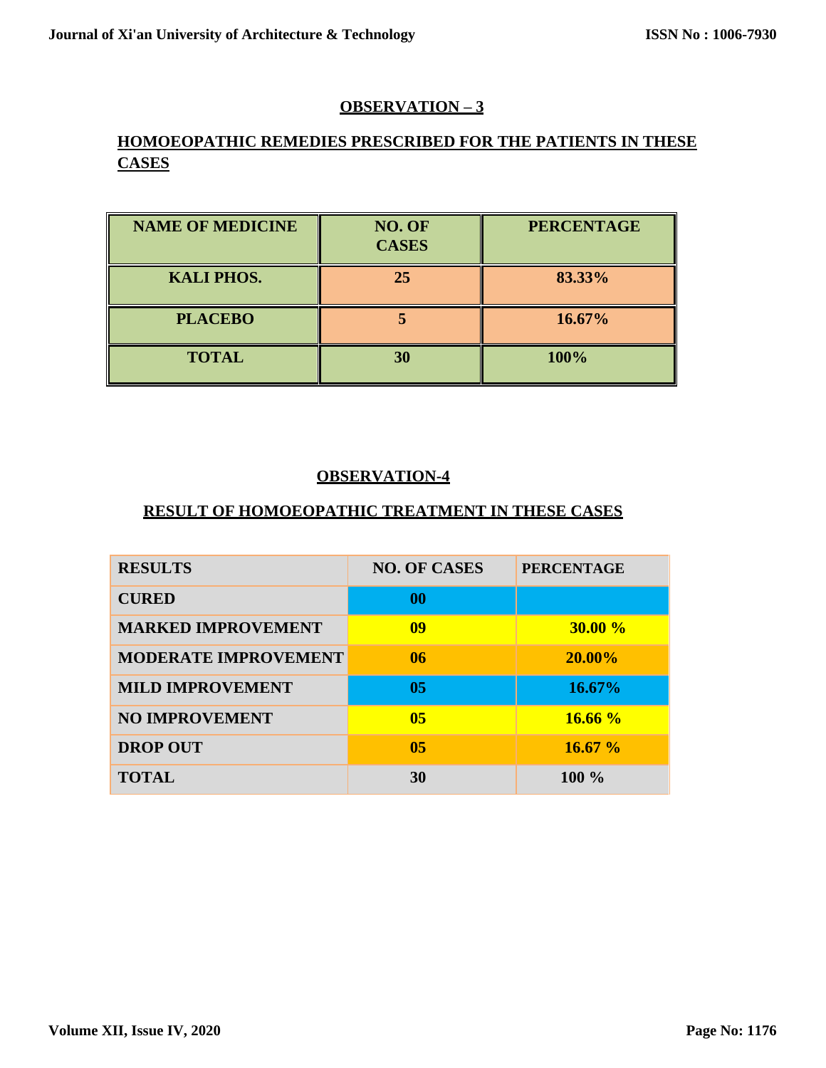## OBSERVATION – 3

## HOMOEOPATHIC REMEDIES PRESCRIBED FOR THE PATIENTS IN THESE CASES

| NAME OF MEDICINE | NO. OF CASES | PERCENTAGE |
|---|---|---|
| KALI PHOS. | 25 | 83.33% |
| PLACEBO | 5 | 16.67% |
| TOTAL | 30 | 100% |

## OBSERVATION-4

## RESULT OF HOMOEOPATHIC TREATMENT IN THESE CASES

| RESULTS | NO. OF CASES | PERCENTAGE |
|---|---|---|
| CURED | 00 | |
| MARKED IMPROVEMENT | 09 | 30.00 % |
| MODERATE IMPROVEMENT | 06 | 20.00% |
| MILD IMPROVEMENT | 05 | 16.67% |
| NO IMPROVEMENT | 05 | 16.66 % |
| DROP OUT | 05 | 16.67 % |
| TOTAL | 30 | 100 % |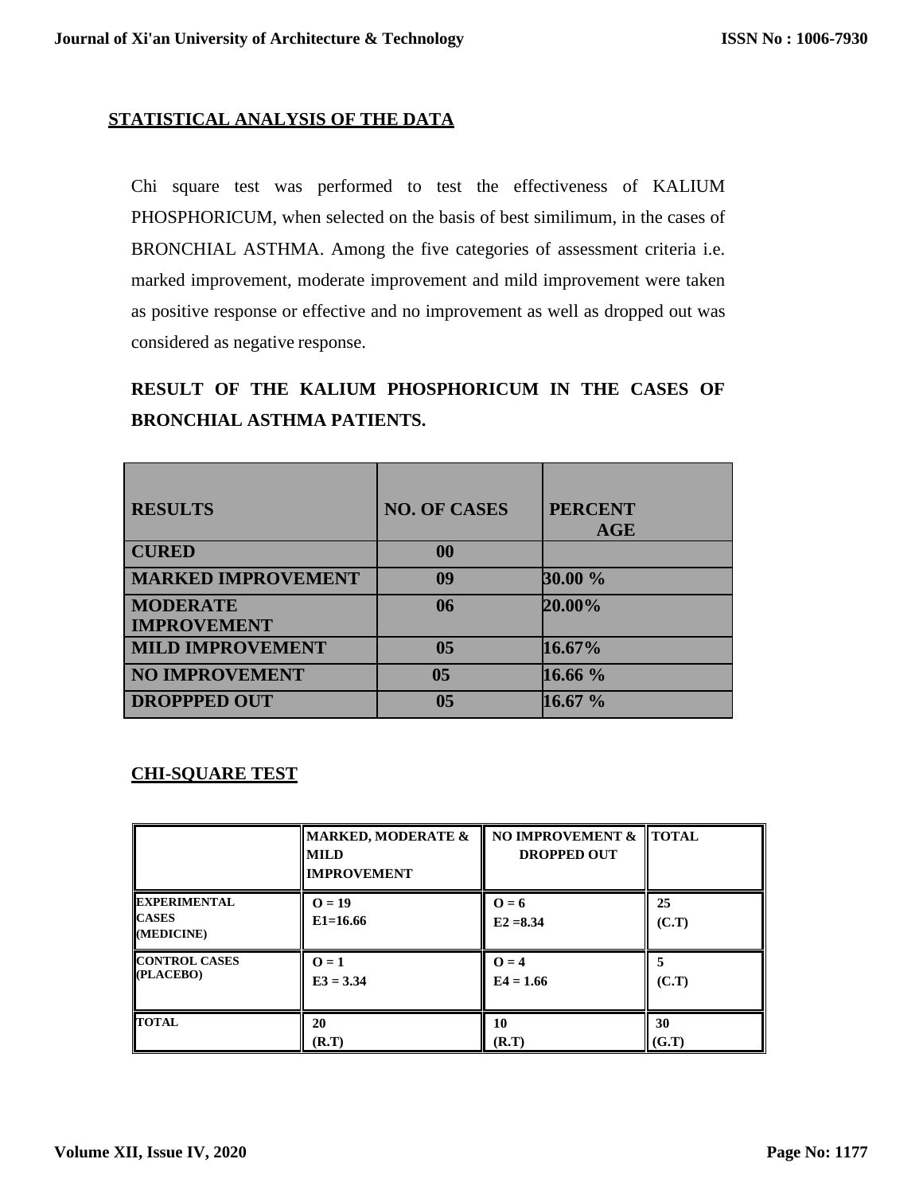## STATISTICAL ANALYSIS OF THE DATA

Chi square test was performed to test the effectiveness of KALIUM PHOSPHORICUM, when selected on the basis of best similimum, in the cases of BRONCHIAL ASTHMA. Among the five categories of assessment criteria i.e. marked improvement, moderate improvement and mild improvement were taken as positive response or effective and no improvement as well as dropped out was considered as negative response.

### RESULT OF THE KALIUM PHOSPHORICUM IN THE CASES OF BRONCHIAL ASTHMA PATIENTS.

| RESULTS | NO. OF CASES | PERCENT AGE |
|---|---|---|
| CURED | 00 | |
| MARKED IMPROVEMENT | 09 | 30.00 % |
| MODERATE IMPROVEMENT | 06 | 20.00% |
| MILD IMPROVEMENT | 05 | 16.67% |
| NO IMPROVEMENT | 05 | 16.66 % |
| DROPPPED OUT | 05 | 16.67 % |

### CHI-SQUARE TEST

| | MARKED, MODERATE & MILD IMPROVEMENT | NO IMPROVEMENT & DROPPED OUT | TOTAL |
|---|---|---|---|
| EXPERIMENTAL CASES (MEDICINE) | O = 19<br>E1=16.66 | O = 6<br>E2 =8.34 | 25<br>(C.T) |
| CONTROL CASES (PLACEBO) | O = 1<br>E3 = 3.34 | O = 4<br>E4 = 1.66 | 5<br>(C.T) |
| TOTAL | 20<br>(R.T) | 10<br>(R.T) | 30<br>(G.T) |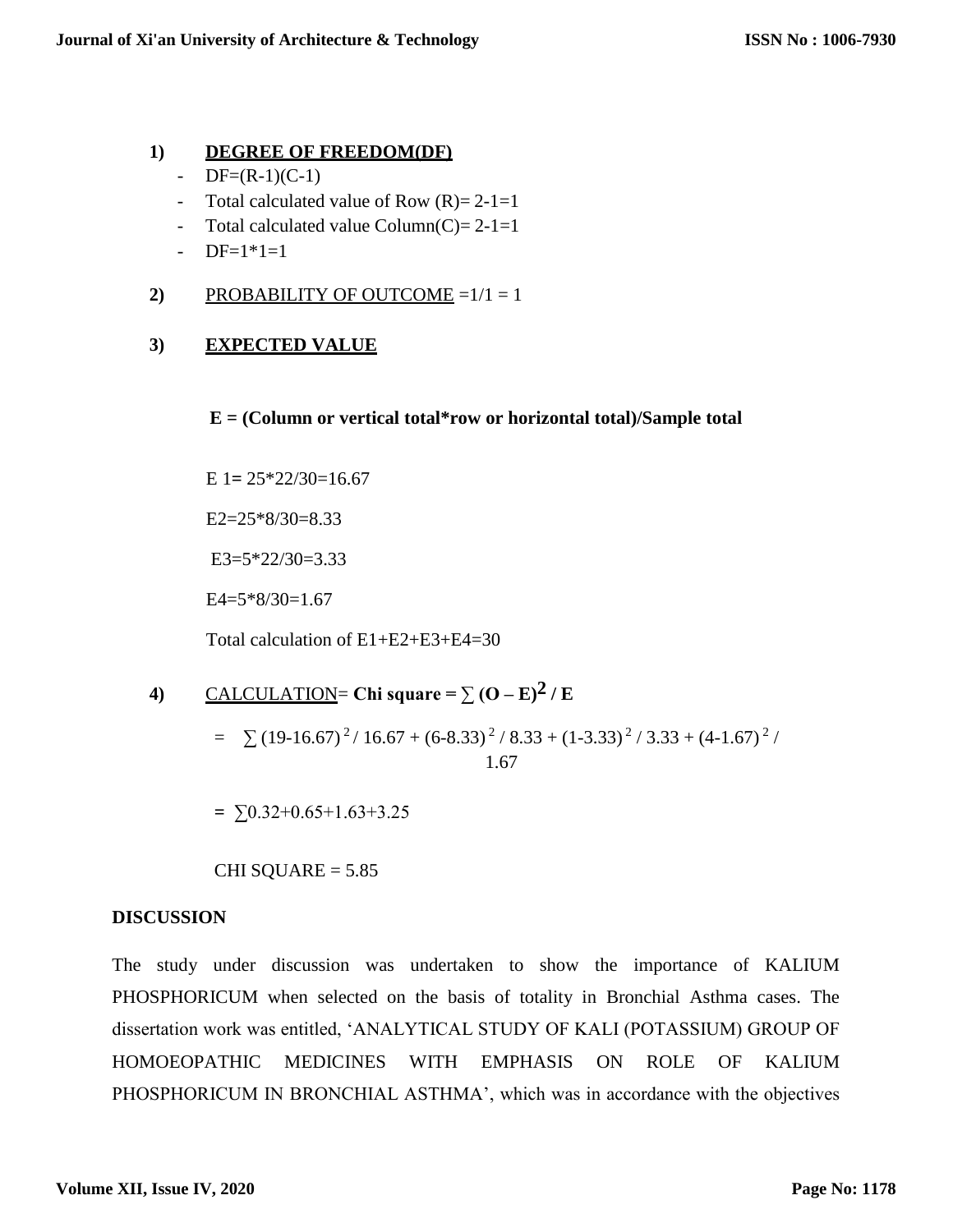1) **DEGREE OF FREEDOM(DF)**

- DF=(R-1)(C-1)
- Total calculated value of Row (R)= 2-1=1
- Total calculated value Column(C)= 2-1=1
- DF=1*1=1

2) PROBABILITY OF OUTCOME =1/1 = 1

3) **EXPECTED VALUE**

**E = (Column or vertical total*row or horizontal total)/Sample total**

E 1= 25*22/30=16.67

E2=25*8/30=8.33

E3=5*22/30=3.33

E4=5*8/30=1.67

Total calculation of E1+E2+E3+E4=30

4) CALCULATION= **Chi square = $\sum (O - E)^2 / E$**

$= \sum (19\text{-}16.67)^2 / 16.67 + (6\text{-}8.33)^2 / 8.33 + (1\text{-}3.33)^2 / 3.33 + (4\text{-}1.67)^2 / 1.67$

$= \sum 0.32\text{+}0.65\text{+}1.63\text{+}3.25$

CHI SQUARE = 5.85

**DISCUSSION**

The study under discussion was undertaken to show the importance of KALIUM PHOSPHORICUM when selected on the basis of totality in Bronchial Asthma cases. The dissertation work was entitled, 'ANALYTICAL STUDY OF KALI (POTASSIUM) GROUP OF HOMOEOPATHIC MEDICINES WITH EMPHASIS ON ROLE OF KALIUM PHOSPHORICUM IN BRONCHIAL ASTHMA', which was in accordance with the objectives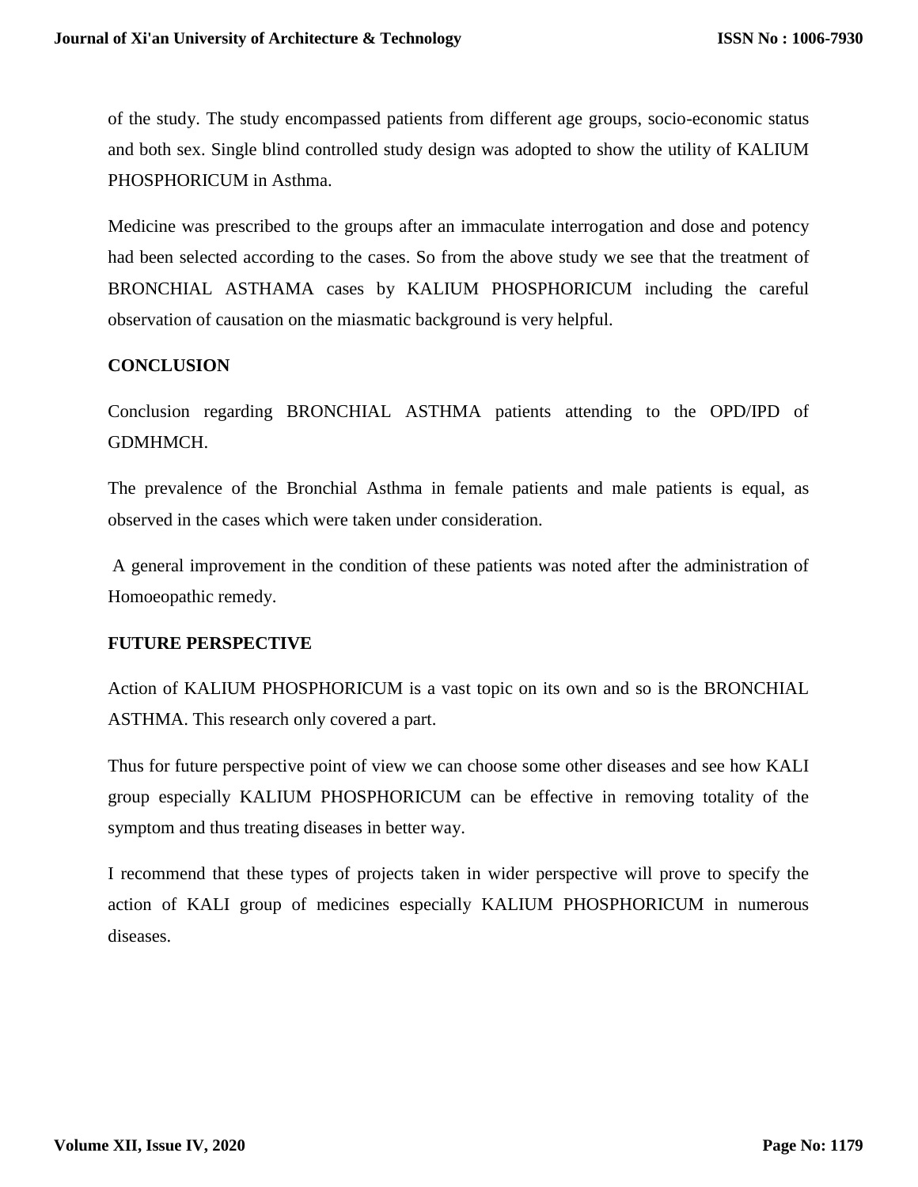of the study. The study encompassed patients from different age groups, socio-economic status and both sex. Single blind controlled study design was adopted to show the utility of KALIUM PHOSPHORICUM in Asthma.

Medicine was prescribed to the groups after an immaculate interrogation and dose and potency had been selected according to the cases. So from the above study we see that the treatment of BRONCHIAL ASTHAMA cases by KALIUM PHOSPHORICUM including the careful observation of causation on the miasmatic background is very helpful.

**CONCLUSION**

Conclusion regarding BRONCHIAL ASTHMA patients attending to the OPD/IPD of GDMHMCH.

The prevalence of the Bronchial Asthma in female patients and male patients is equal, as observed in the cases which were taken under consideration.

A general improvement in the condition of these patients was noted after the administration of Homoeopathic remedy.

**FUTURE PERSPECTIVE**

Action of KALIUM PHOSPHORICUM is a vast topic on its own and so is the BRONCHIAL ASTHMA. This research only covered a part.

Thus for future perspective point of view we can choose some other diseases and see how KALI group especially KALIUM PHOSPHORICUM can be effective in removing totality of the symptom and thus treating diseases in better way.

I recommend that these types of projects taken in wider perspective will prove to specify the action of KALI group of medicines especially KALIUM PHOSPHORICUM in numerous diseases.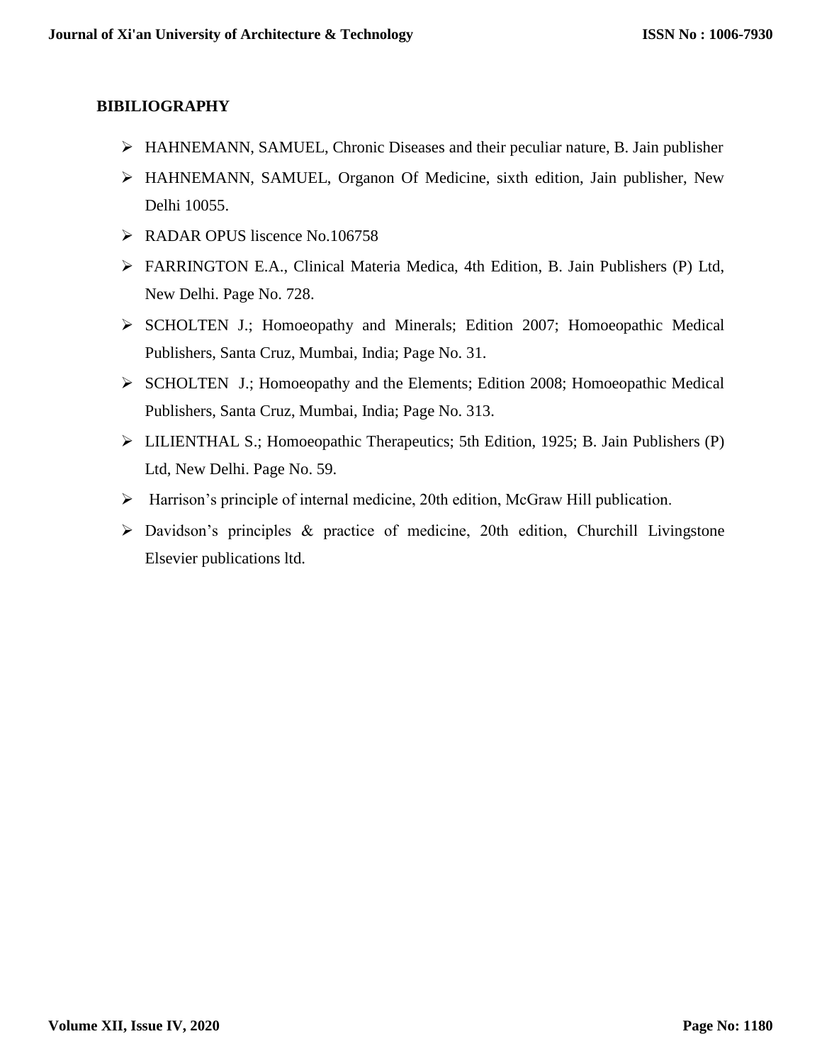## BIBILIOGRAPHY

- HAHNEMANN, SAMUEL, Chronic Diseases and their peculiar nature, B. Jain publisher
- HAHNEMANN, SAMUEL, Organon Of Medicine, sixth edition, Jain publisher, New Delhi 10055.
- RADAR OPUS liscence No.106758
- FARRINGTON E.A., Clinical Materia Medica, 4th Edition, B. Jain Publishers (P) Ltd, New Delhi. Page No. 728.
- SCHOLTEN J.; Homoeopathy and Minerals; Edition 2007; Homoeopathic Medical Publishers, Santa Cruz, Mumbai, India; Page No. 31.
- SCHOLTEN J.; Homoeopathy and the Elements; Edition 2008; Homoeopathic Medical Publishers, Santa Cruz, Mumbai, India; Page No. 313.
- LILIENTHAL S.; Homoeopathic Therapeutics; 5th Edition, 1925; B. Jain Publishers (P) Ltd, New Delhi. Page No. 59.
- Harrison's principle of internal medicine, 20th edition, McGraw Hill publication.
- Davidson's principles & practice of medicine, 20th edition, Churchill Livingstone Elsevier publications ltd.